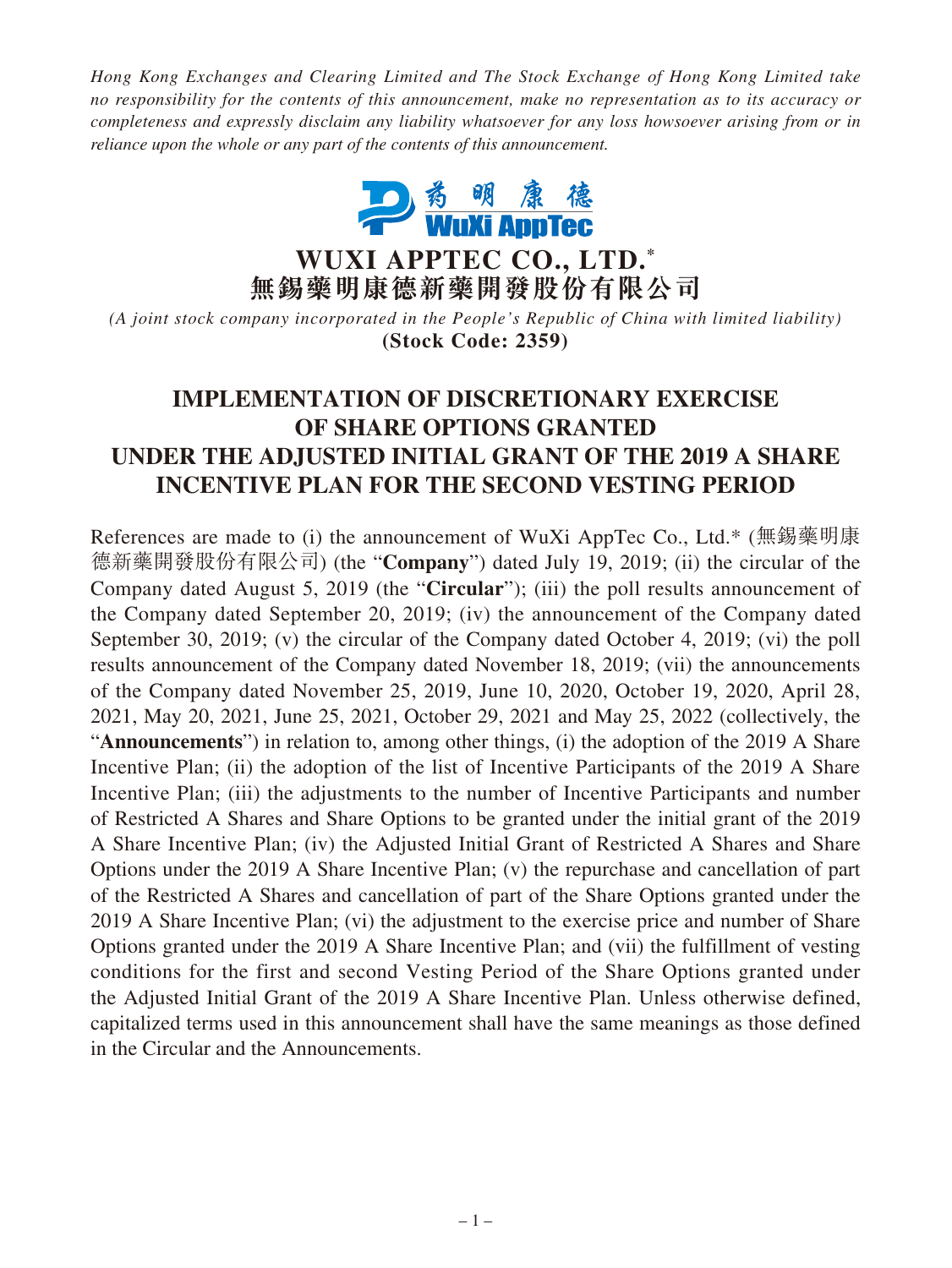*Hong Kong Exchanges and Clearing Limited and The Stock Exchange of Hong Kong Limited take no responsibility for the contents of this announcement, make no representation as to its accuracy or completeness and expressly disclaim any liability whatsoever for any loss howsoever arising from or in reliance upon the whole or any part of the contents of this announcement.*

藥明康德
WuXi AppTec

# WUXI APPTEC CO., LTD.*
# 無錫藥明康德新藥開發股份有限公司

*(A joint stock company incorporated in the People's Republic of China with limited liability)*
**(Stock Code: 2359)**

## IMPLEMENTATION OF DISCRETIONARY EXERCISE OF SHARE OPTIONS GRANTED UNDER THE ADJUSTED INITIAL GRANT OF THE 2019 A SHARE INCENTIVE PLAN FOR THE SECOND VESTING PERIOD

References are made to (i) the announcement of WuXi AppTec Co., Ltd.* (無錫藥明康德新藥開發股份有限公司) (the "**Company**") dated July 19, 2019; (ii) the circular of the Company dated August 5, 2019 (the "**Circular**"); (iii) the poll results announcement of the Company dated September 20, 2019; (iv) the announcement of the Company dated September 30, 2019; (v) the circular of the Company dated October 4, 2019; (vi) the poll results announcement of the Company dated November 18, 2019; (vii) the announcements of the Company dated November 25, 2019, June 10, 2020, October 19, 2020, April 28, 2021, May 20, 2021, June 25, 2021, October 29, 2021 and May 25, 2022 (collectively, the "**Announcements**") in relation to, among other things, (i) the adoption of the 2019 A Share Incentive Plan; (ii) the adoption of the list of Incentive Participants of the 2019 A Share Incentive Plan; (iii) the adjustments to the number of Incentive Participants and number of Restricted A Shares and Share Options to be granted under the initial grant of the 2019 A Share Incentive Plan; (iv) the Adjusted Initial Grant of Restricted A Shares and Share Options under the 2019 A Share Incentive Plan; (v) the repurchase and cancellation of part of the Restricted A Shares and cancellation of part of the Share Options granted under the 2019 A Share Incentive Plan; (vi) the adjustment to the exercise price and number of Share Options granted under the 2019 A Share Incentive Plan; and (vii) the fulfillment of vesting conditions for the first and second Vesting Period of the Share Options granted under the Adjusted Initial Grant of the 2019 A Share Incentive Plan. Unless otherwise defined, capitalized terms used in this announcement shall have the same meanings as those defined in the Circular and the Announcements.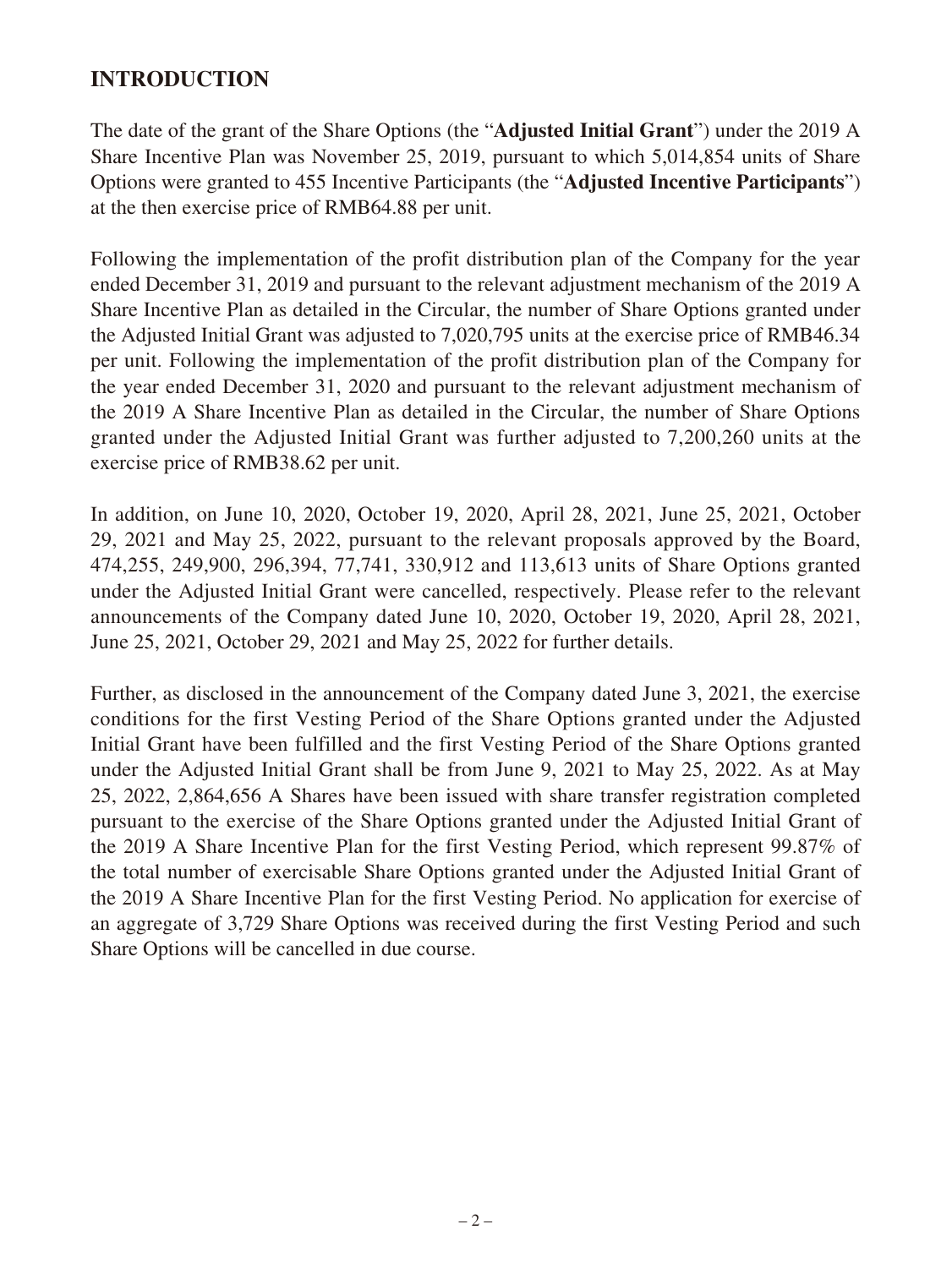## INTRODUCTION

The date of the grant of the Share Options (the "**Adjusted Initial Grant**") under the 2019 A Share Incentive Plan was November 25, 2019, pursuant to which 5,014,854 units of Share Options were granted to 455 Incentive Participants (the "**Adjusted Incentive Participants**") at the then exercise price of RMB64.88 per unit.

Following the implementation of the profit distribution plan of the Company for the year ended December 31, 2019 and pursuant to the relevant adjustment mechanism of the 2019 A Share Incentive Plan as detailed in the Circular, the number of Share Options granted under the Adjusted Initial Grant was adjusted to 7,020,795 units at the exercise price of RMB46.34 per unit. Following the implementation of the profit distribution plan of the Company for the year ended December 31, 2020 and pursuant to the relevant adjustment mechanism of the 2019 A Share Incentive Plan as detailed in the Circular, the number of Share Options granted under the Adjusted Initial Grant was further adjusted to 7,200,260 units at the exercise price of RMB38.62 per unit.

In addition, on June 10, 2020, October 19, 2020, April 28, 2021, June 25, 2021, October 29, 2021 and May 25, 2022, pursuant to the relevant proposals approved by the Board, 474,255, 249,900, 296,394, 77,741, 330,912 and 113,613 units of Share Options granted under the Adjusted Initial Grant were cancelled, respectively. Please refer to the relevant announcements of the Company dated June 10, 2020, October 19, 2020, April 28, 2021, June 25, 2021, October 29, 2021 and May 25, 2022 for further details.

Further, as disclosed in the announcement of the Company dated June 3, 2021, the exercise conditions for the first Vesting Period of the Share Options granted under the Adjusted Initial Grant have been fulfilled and the first Vesting Period of the Share Options granted under the Adjusted Initial Grant shall be from June 9, 2021 to May 25, 2022. As at May 25, 2022, 2,864,656 A Shares have been issued with share transfer registration completed pursuant to the exercise of the Share Options granted under the Adjusted Initial Grant of the 2019 A Share Incentive Plan for the first Vesting Period, which represent 99.87% of the total number of exercisable Share Options granted under the Adjusted Initial Grant of the 2019 A Share Incentive Plan for the first Vesting Period. No application for exercise of an aggregate of 3,729 Share Options was received during the first Vesting Period and such Share Options will be cancelled in due course.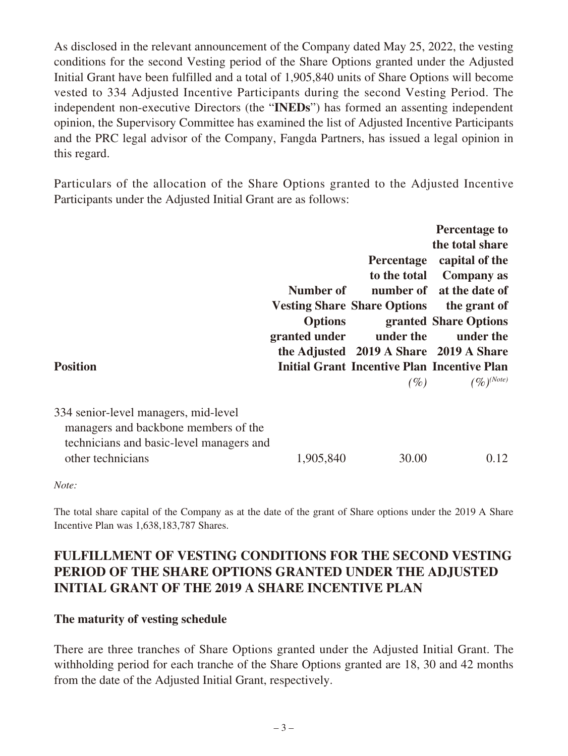As disclosed in the relevant announcement of the Company dated May 25, 2022, the vesting conditions for the second Vesting period of the Share Options granted under the Adjusted Initial Grant have been fulfilled and a total of 1,905,840 units of Share Options will become vested to 334 Adjusted Incentive Participants during the second Vesting Period. The independent non-executive Directors (the "**INEDs**") has formed an assenting independent opinion, the Supervisory Committee has examined the list of Adjusted Incentive Participants and the PRC legal advisor of the Company, Fangda Partners, has issued a legal opinion in this regard.

Particulars of the allocation of the Share Options granted to the Adjusted Incentive Participants under the Adjusted Initial Grant are as follows:

| **Position** | **Number of Vesting Share Options granted under the Adjusted Initial Grant** | **Percentage to the total number of Share Options granted under the 2019 A Share Incentive Plan** | **Percentage to the total share capital of the Company as at the date of the grant of Share Options under the 2019 A Share Incentive Plan** |
|---|---|---|---|
| | | *(%)* | *(%)*[(Note)] |
| 334 senior-level managers, mid-level managers and backbone members of the technicians and basic-level managers and other technicians | 1,905,840 | 30.00 | 0.12 |

*Note:*

The total share capital of the Company as at the date of the grant of Share options under the 2019 A Share Incentive Plan was 1,638,183,787 Shares.

## FULFILLMENT OF VESTING CONDITIONS FOR THE SECOND VESTING PERIOD OF THE SHARE OPTIONS GRANTED UNDER THE ADJUSTED INITIAL GRANT OF THE 2019 A SHARE INCENTIVE PLAN

**The maturity of vesting schedule**

There are three tranches of Share Options granted under the Adjusted Initial Grant. The withholding period for each tranche of the Share Options granted are 18, 30 and 42 months from the date of the Adjusted Initial Grant, respectively.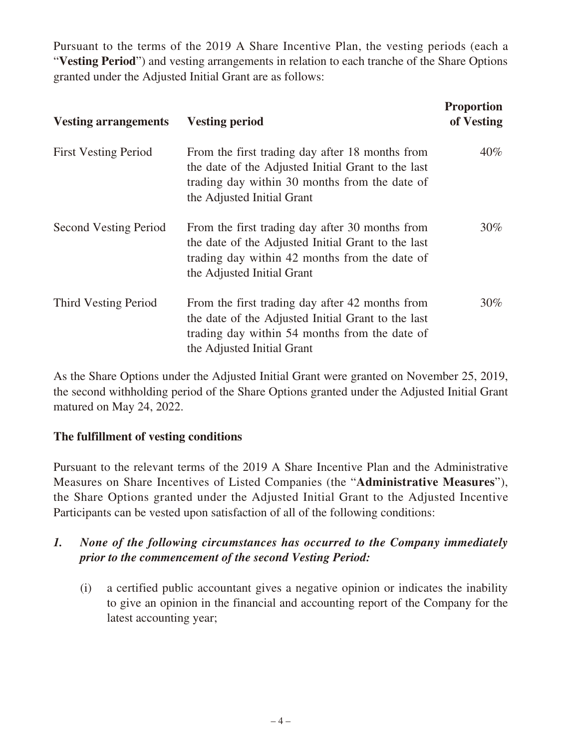Pursuant to the terms of the 2019 A Share Incentive Plan, the vesting periods (each a "**Vesting Period**") and vesting arrangements in relation to each tranche of the Share Options granted under the Adjusted Initial Grant are as follows:

| Vesting arrangements | Vesting period | Proportion of Vesting |
|---|---|---|
| First Vesting Period | From the first trading day after 18 months from the date of the Adjusted Initial Grant to the last trading day within 30 months from the date of the Adjusted Initial Grant | 40% |
| Second Vesting Period | From the first trading day after 30 months from the date of the Adjusted Initial Grant to the last trading day within 42 months from the date of the Adjusted Initial Grant | 30% |
| Third Vesting Period | From the first trading day after 42 months from the date of the Adjusted Initial Grant to the last trading day within 54 months from the date of the Adjusted Initial Grant | 30% |

As the Share Options under the Adjusted Initial Grant were granted on November 25, 2019, the second withholding period of the Share Options granted under the Adjusted Initial Grant matured on May 24, 2022.

**The fulfillment of vesting conditions**

Pursuant to the relevant terms of the 2019 A Share Incentive Plan and the Administrative Measures on Share Incentives of Listed Companies (the "**Administrative Measures**"), the Share Options granted under the Adjusted Initial Grant to the Adjusted Incentive Participants can be vested upon satisfaction of all of the following conditions:

***1. None of the following circumstances has occurred to the Company immediately prior to the commencement of the second Vesting Period:***

(i) a certified public accountant gives a negative opinion or indicates the inability to give an opinion in the financial and accounting report of the Company for the latest accounting year;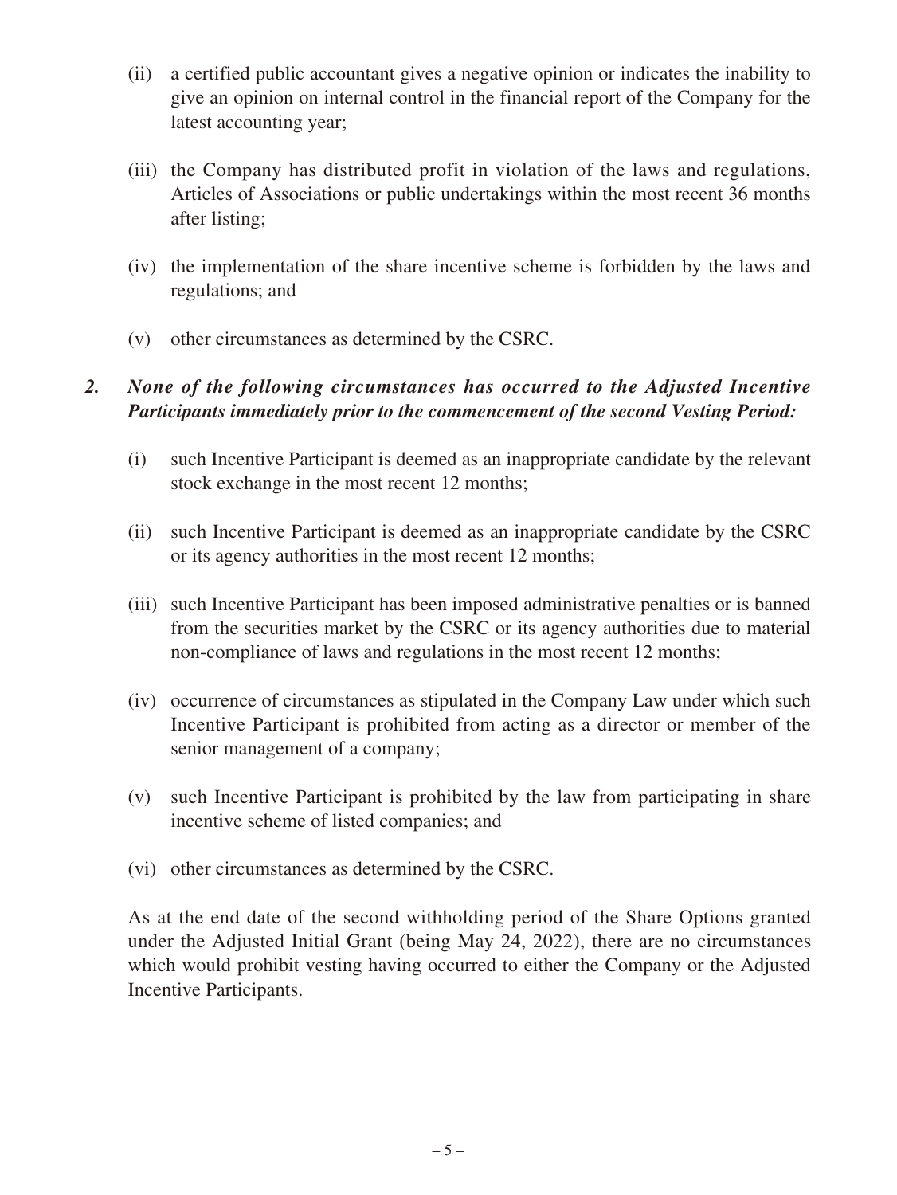(ii) a certified public accountant gives a negative opinion or indicates the inability to give an opinion on internal control in the financial report of the Company for the latest accounting year;

(iii) the Company has distributed profit in violation of the laws and regulations, Articles of Associations or public undertakings within the most recent 36 months after listing;

(iv) the implementation of the share incentive scheme is forbidden by the laws and regulations; and

(v) other circumstances as determined by the CSRC.

***2. None of the following circumstances has occurred to the Adjusted Incentive Participants immediately prior to the commencement of the second Vesting Period:***

(i) such Incentive Participant is deemed as an inappropriate candidate by the relevant stock exchange in the most recent 12 months;

(ii) such Incentive Participant is deemed as an inappropriate candidate by the CSRC or its agency authorities in the most recent 12 months;

(iii) such Incentive Participant has been imposed administrative penalties or is banned from the securities market by the CSRC or its agency authorities due to material non-compliance of laws and regulations in the most recent 12 months;

(iv) occurrence of circumstances as stipulated in the Company Law under which such Incentive Participant is prohibited from acting as a director or member of the senior management of a company;

(v) such Incentive Participant is prohibited by the law from participating in share incentive scheme of listed companies; and

(vi) other circumstances as determined by the CSRC.

As at the end date of the second withholding period of the Share Options granted under the Adjusted Initial Grant (being May 24, 2022), there are no circumstances which would prohibit vesting having occurred to either the Company or the Adjusted Incentive Participants.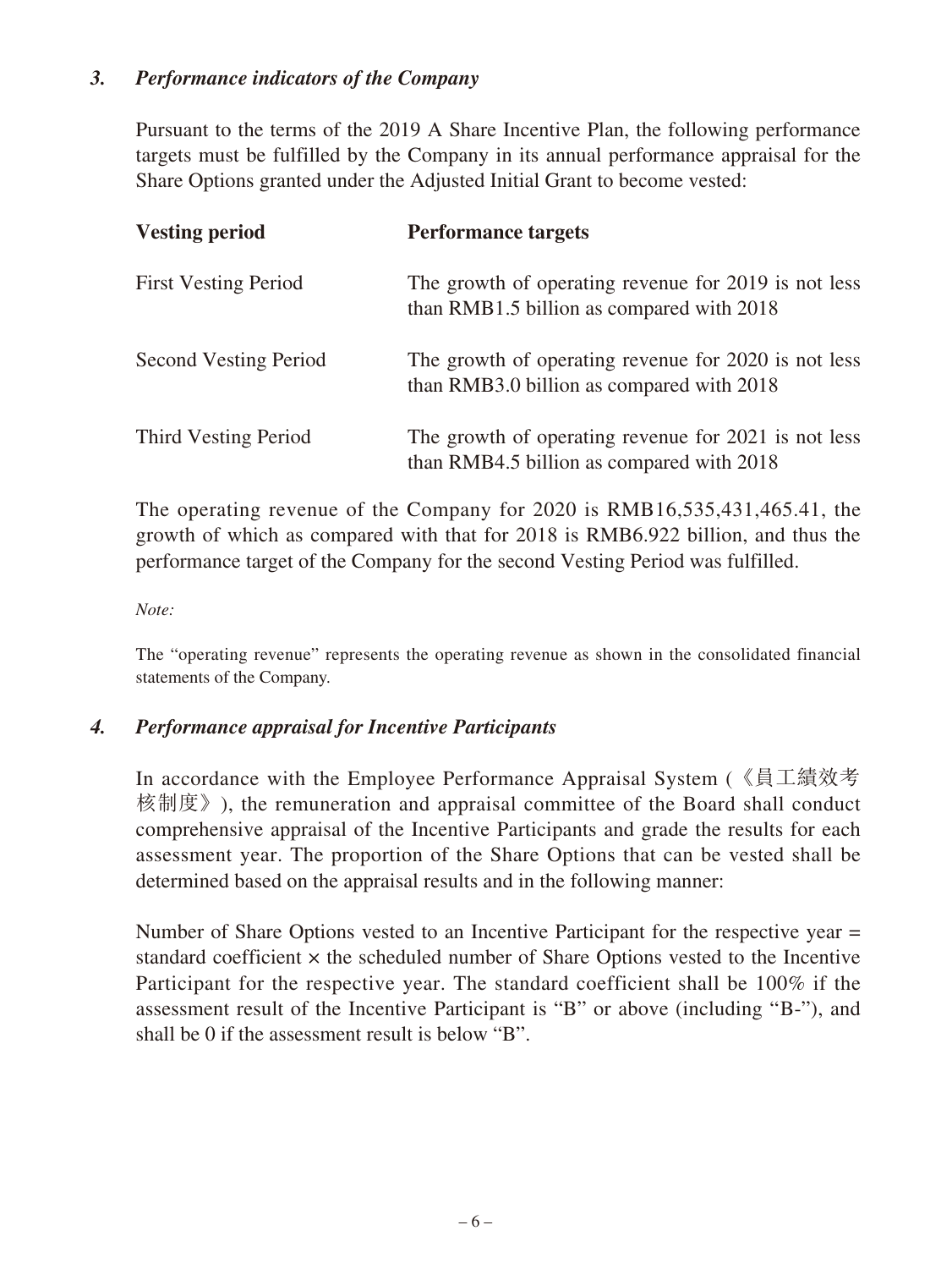### *3. Performance indicators of the Company*

Pursuant to the terms of the 2019 A Share Incentive Plan, the following performance targets must be fulfilled by the Company in its annual performance appraisal for the Share Options granted under the Adjusted Initial Grant to become vested:

| **Vesting period** | **Performance targets** |
|---|---|
| First Vesting Period | The growth of operating revenue for 2019 is not less than RMB1.5 billion as compared with 2018 |
| Second Vesting Period | The growth of operating revenue for 2020 is not less than RMB3.0 billion as compared with 2018 |
| Third Vesting Period | The growth of operating revenue for 2021 is not less than RMB4.5 billion as compared with 2018 |

The operating revenue of the Company for 2020 is RMB16,535,431,465.41, the growth of which as compared with that for 2018 is RMB6.922 billion, and thus the performance target of the Company for the second Vesting Period was fulfilled.

*Note:*

The "operating revenue" represents the operating revenue as shown in the consolidated financial statements of the Company.

### *4. Performance appraisal for Incentive Participants*

In accordance with the Employee Performance Appraisal System (《員工績效考核制度》), the remuneration and appraisal committee of the Board shall conduct comprehensive appraisal of the Incentive Participants and grade the results for each assessment year. The proportion of the Share Options that can be vested shall be determined based on the appraisal results and in the following manner:

Number of Share Options vested to an Incentive Participant for the respective year = standard coefficient × the scheduled number of Share Options vested to the Incentive Participant for the respective year. The standard coefficient shall be 100% if the assessment result of the Incentive Participant is "B" or above (including "B-"), and shall be 0 if the assessment result is below "B".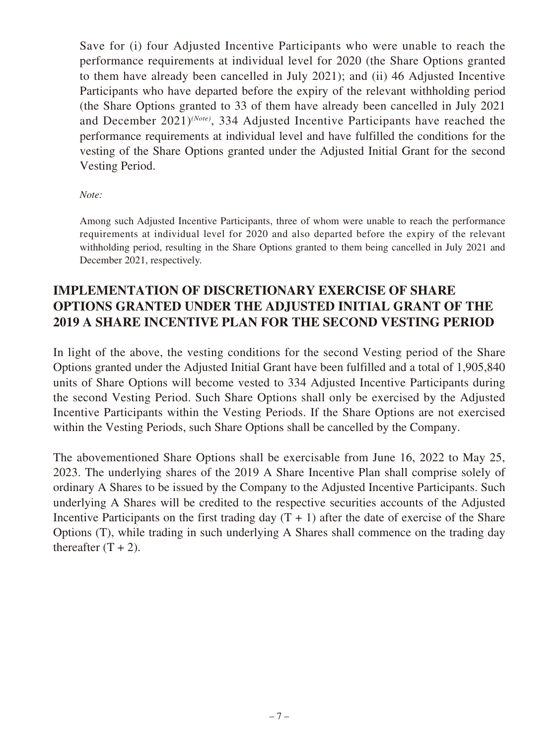Save for (i) four Adjusted Incentive Participants who were unable to reach the performance requirements at individual level for 2020 (the Share Options granted to them have already been cancelled in July 2021); and (ii) 46 Adjusted Incentive Participants who have departed before the expiry of the relevant withholding period (the Share Options granted to 33 of them have already been cancelled in July 2021 and December 2021)*(Note)*, 334 Adjusted Incentive Participants have reached the performance requirements at individual level and have fulfilled the conditions for the vesting of the Share Options granted under the Adjusted Initial Grant for the second Vesting Period.

*Note:*

Among such Adjusted Incentive Participants, three of whom were unable to reach the performance requirements at individual level for 2020 and also departed before the expiry of the relevant withholding period, resulting in the Share Options granted to them being cancelled in July 2021 and December 2021, respectively.

## IMPLEMENTATION OF DISCRETIONARY EXERCISE OF SHARE OPTIONS GRANTED UNDER THE ADJUSTED INITIAL GRANT OF THE 2019 A SHARE INCENTIVE PLAN FOR THE SECOND VESTING PERIOD

In light of the above, the vesting conditions for the second Vesting period of the Share Options granted under the Adjusted Initial Grant have been fulfilled and a total of 1,905,840 units of Share Options will become vested to 334 Adjusted Incentive Participants during the second Vesting Period. Such Share Options shall only be exercised by the Adjusted Incentive Participants within the Vesting Periods. If the Share Options are not exercised within the Vesting Periods, such Share Options shall be cancelled by the Company.

The abovementioned Share Options shall be exercisable from June 16, 2022 to May 25, 2023. The underlying shares of the 2019 A Share Incentive Plan shall comprise solely of ordinary A Shares to be issued by the Company to the Adjusted Incentive Participants. Such underlying A Shares will be credited to the respective securities accounts of the Adjusted Incentive Participants on the first trading day (T + 1) after the date of exercise of the Share Options (T), while trading in such underlying A Shares shall commence on the trading day thereafter (T + 2).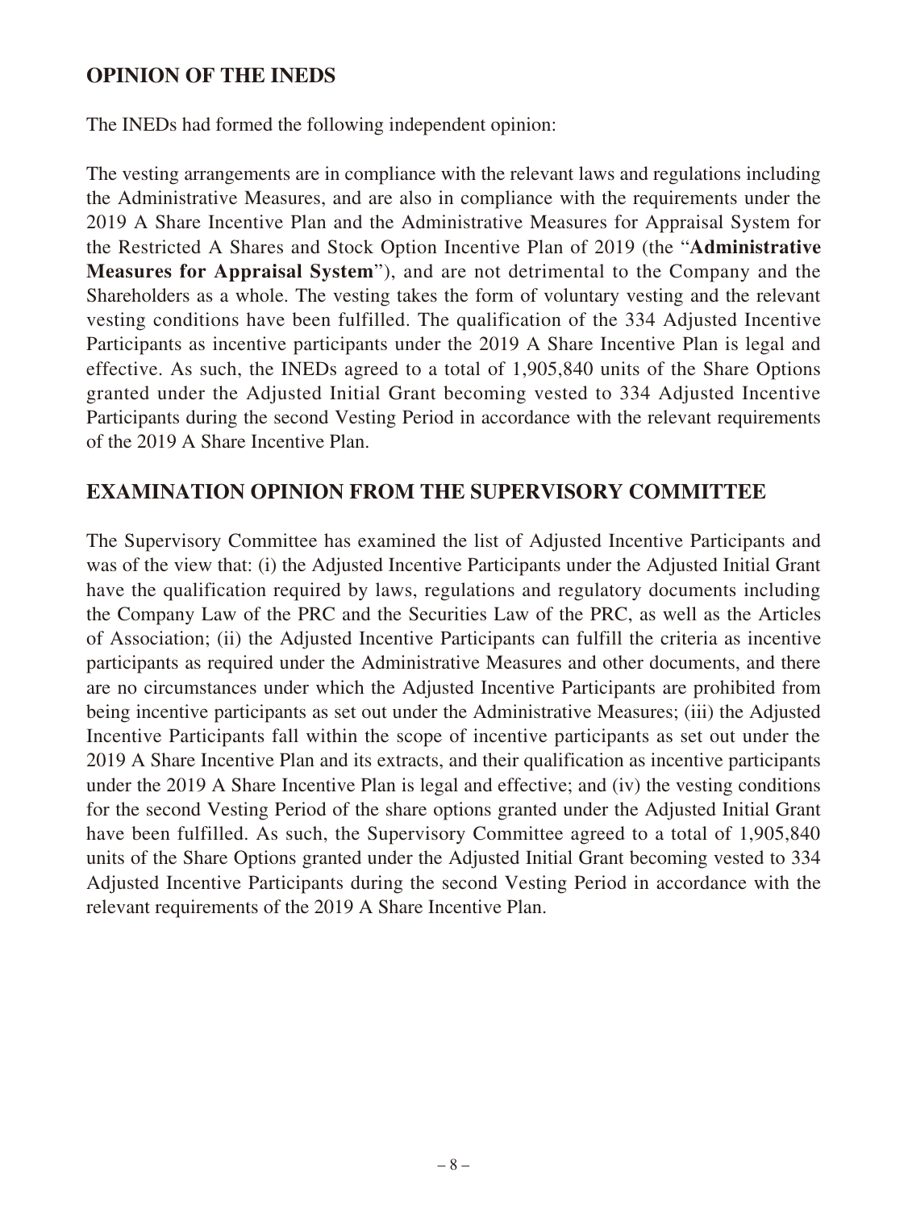## OPINION OF THE INEDS

The INEDs had formed the following independent opinion:

The vesting arrangements are in compliance with the relevant laws and regulations including the Administrative Measures, and are also in compliance with the requirements under the 2019 A Share Incentive Plan and the Administrative Measures for Appraisal System for the Restricted A Shares and Stock Option Incentive Plan of 2019 (the "**Administrative Measures for Appraisal System**"), and are not detrimental to the Company and the Shareholders as a whole. The vesting takes the form of voluntary vesting and the relevant vesting conditions have been fulfilled. The qualification of the 334 Adjusted Incentive Participants as incentive participants under the 2019 A Share Incentive Plan is legal and effective. As such, the INEDs agreed to a total of 1,905,840 units of the Share Options granted under the Adjusted Initial Grant becoming vested to 334 Adjusted Incentive Participants during the second Vesting Period in accordance with the relevant requirements of the 2019 A Share Incentive Plan.

## EXAMINATION OPINION FROM THE SUPERVISORY COMMITTEE

The Supervisory Committee has examined the list of Adjusted Incentive Participants and was of the view that: (i) the Adjusted Incentive Participants under the Adjusted Initial Grant have the qualification required by laws, regulations and regulatory documents including the Company Law of the PRC and the Securities Law of the PRC, as well as the Articles of Association; (ii) the Adjusted Incentive Participants can fulfill the criteria as incentive participants as required under the Administrative Measures and other documents, and there are no circumstances under which the Adjusted Incentive Participants are prohibited from being incentive participants as set out under the Administrative Measures; (iii) the Adjusted Incentive Participants fall within the scope of incentive participants as set out under the 2019 A Share Incentive Plan and its extracts, and their qualification as incentive participants under the 2019 A Share Incentive Plan is legal and effective; and (iv) the vesting conditions for the second Vesting Period of the share options granted under the Adjusted Initial Grant have been fulfilled. As such, the Supervisory Committee agreed to a total of 1,905,840 units of the Share Options granted under the Adjusted Initial Grant becoming vested to 334 Adjusted Incentive Participants during the second Vesting Period in accordance with the relevant requirements of the 2019 A Share Incentive Plan.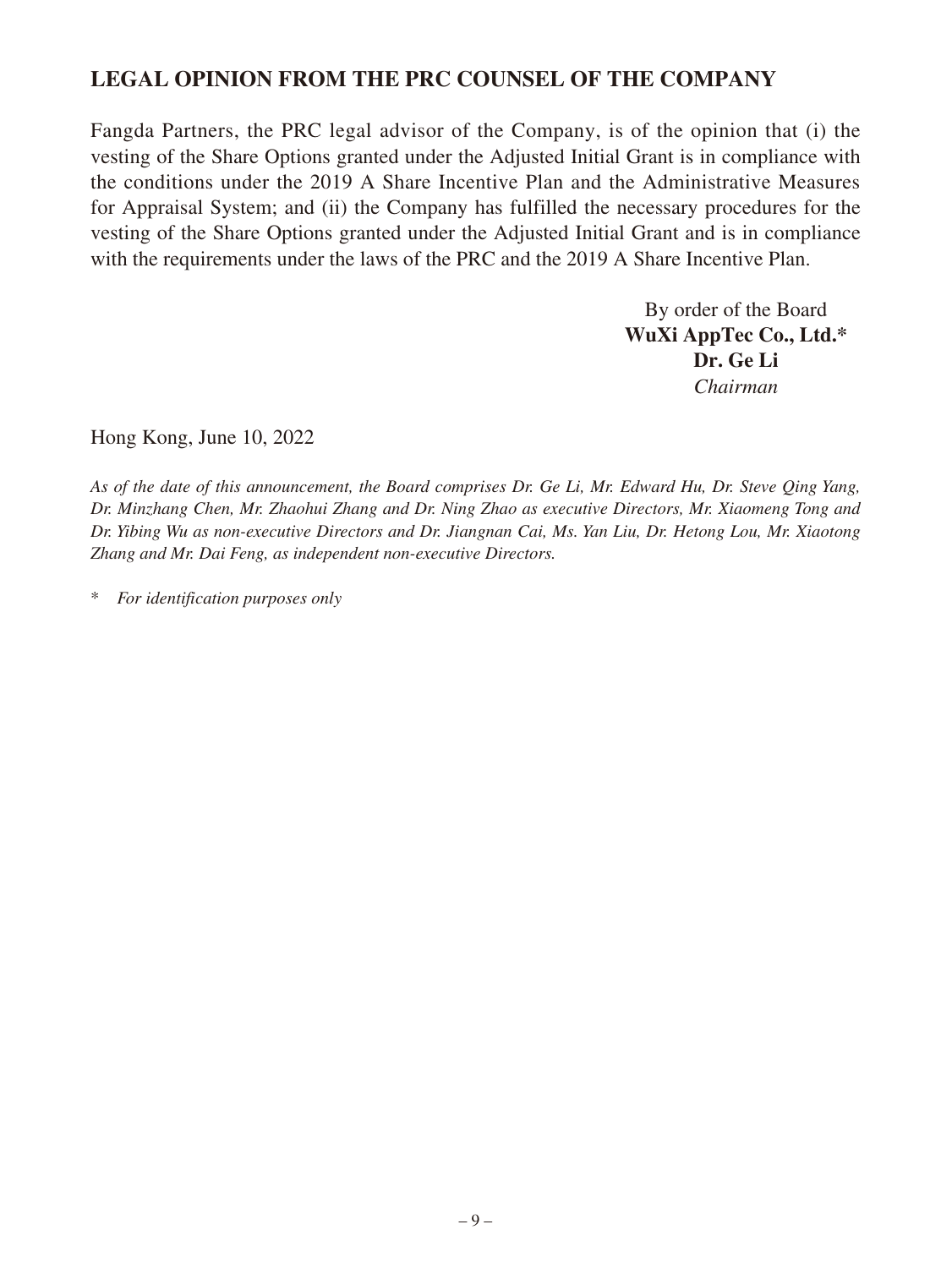## LEGAL OPINION FROM THE PRC COUNSEL OF THE COMPANY

Fangda Partners, the PRC legal advisor of the Company, is of the opinion that (i) the vesting of the Share Options granted under the Adjusted Initial Grant is in compliance with the conditions under the 2019 A Share Incentive Plan and the Administrative Measures for Appraisal System; and (ii) the Company has fulfilled the necessary procedures for the vesting of the Share Options granted under the Adjusted Initial Grant and is in compliance with the requirements under the laws of the PRC and the 2019 A Share Incentive Plan.

By order of the Board
**WuXi AppTec Co., Ltd.***
**Dr. Ge Li**
*Chairman*

Hong Kong, June 10, 2022

*As of the date of this announcement, the Board comprises Dr. Ge Li, Mr. Edward Hu, Dr. Steve Qing Yang, Dr. Minzhang Chen, Mr. Zhaohui Zhang and Dr. Ning Zhao as executive Directors, Mr. Xiaomeng Tong and Dr. Yibing Wu as non-executive Directors and Dr. Jiangnan Cai, Ms. Yan Liu, Dr. Hetong Lou, Mr. Xiaotong Zhang and Mr. Dai Feng, as independent non-executive Directors.*

\* *For identification purposes only*